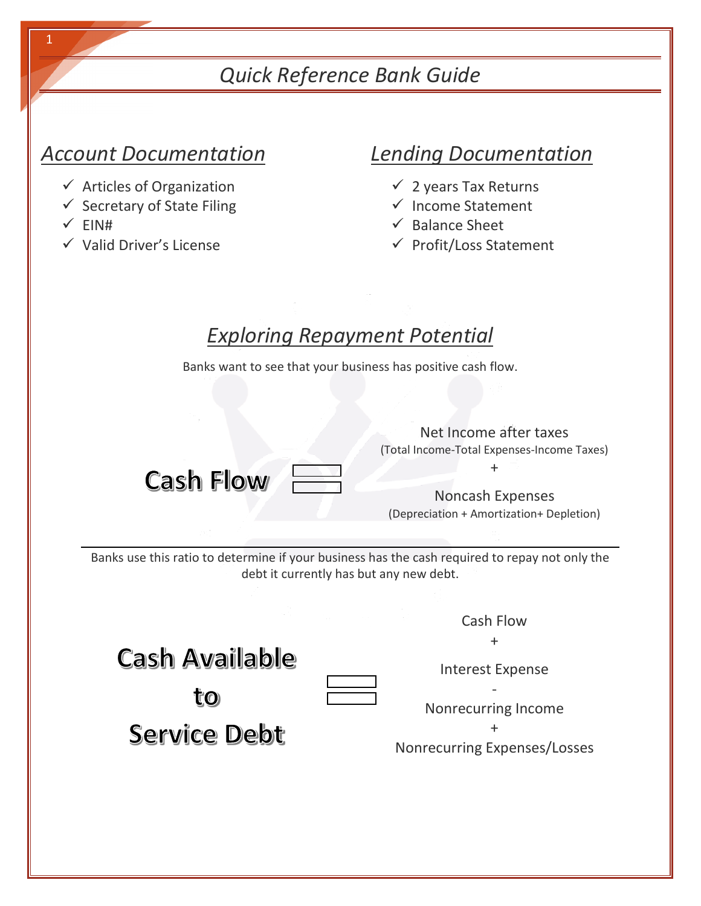# *Quick Reference Bank Guide*

## *Account Documentation*

- ✓ Articles of Organization
- ✓ Secretary of State Filing
- ✓ EIN#
- ✓ Valid Driver's License

## *Lending Documentation*

- ✓ 2 years Tax Returns
- ✓ Income Statement
- ✓ Balance Sheet
- ✓ Profit/Loss Statement

## *Exploring Repayment Potential*

Banks want to see that your business has positive cash flow.

**Cash Flow** =

Net Income after taxes
(Total Income-Total Expenses-Income Taxes)
+
Noncash Expenses
(Depreciation + Amortization+ Depletion)

---

Banks use this ratio to determine if your business has the cash required to repay not only the debt it currently has but any new debt.

**Cash Available to Service Debt** =

Cash Flow
+
Interest Expense
-
Nonrecurring Income
+
Nonrecurring Expenses/Losses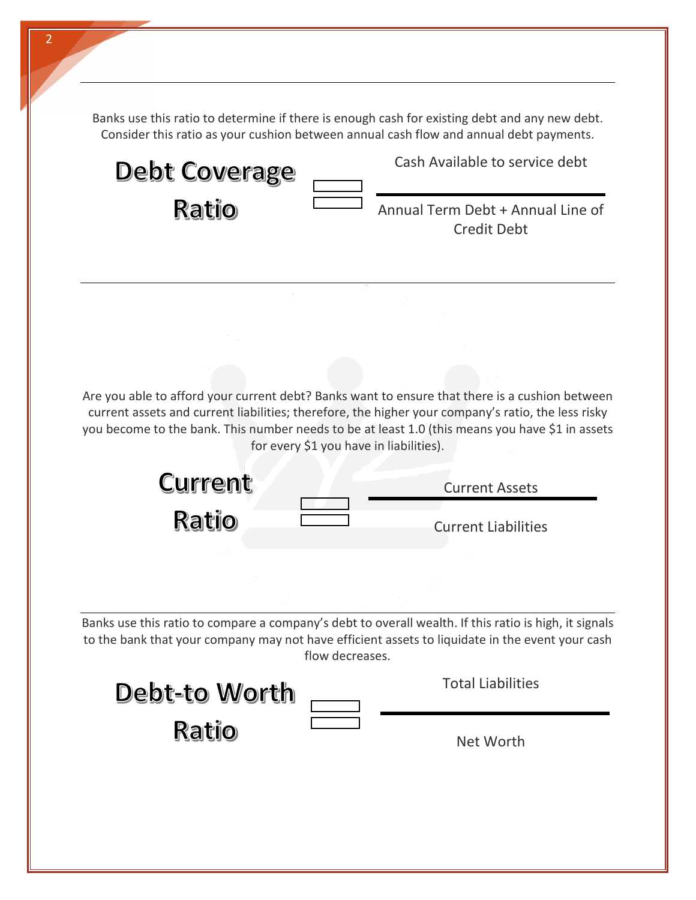Banks use this ratio to determine if there is enough cash for existing debt and any new debt. Consider this ratio as your cushion between annual cash flow and annual debt payments.

## Debt Coverage Ratio

$$\text{Debt Coverage Ratio} = \frac{\text{Cash Available to service debt}}{\text{Annual Term Debt + Annual Line of Credit Debt}}$$

---

Are you able to afford your current debt? Banks want to ensure that there is a cushion between current assets and current liabilities; therefore, the higher your company's ratio, the less risky you become to the bank. This number needs to be at least 1.0 (this means you have $1 in assets for every $1 you have in liabilities).

## Current Ratio

$$\text{Current Ratio} = \frac{\text{Current Assets}}{\text{Current Liabilities}}$$

---

Banks use this ratio to compare a company's debt to overall wealth. If this ratio is high, it signals to the bank that your company may not have efficient assets to liquidate in the event your cash flow decreases.

## Debt-to Worth Ratio

$$\text{Debt-to Worth Ratio} = \frac{\text{Total Liabilities}}{\text{Net Worth}}$$